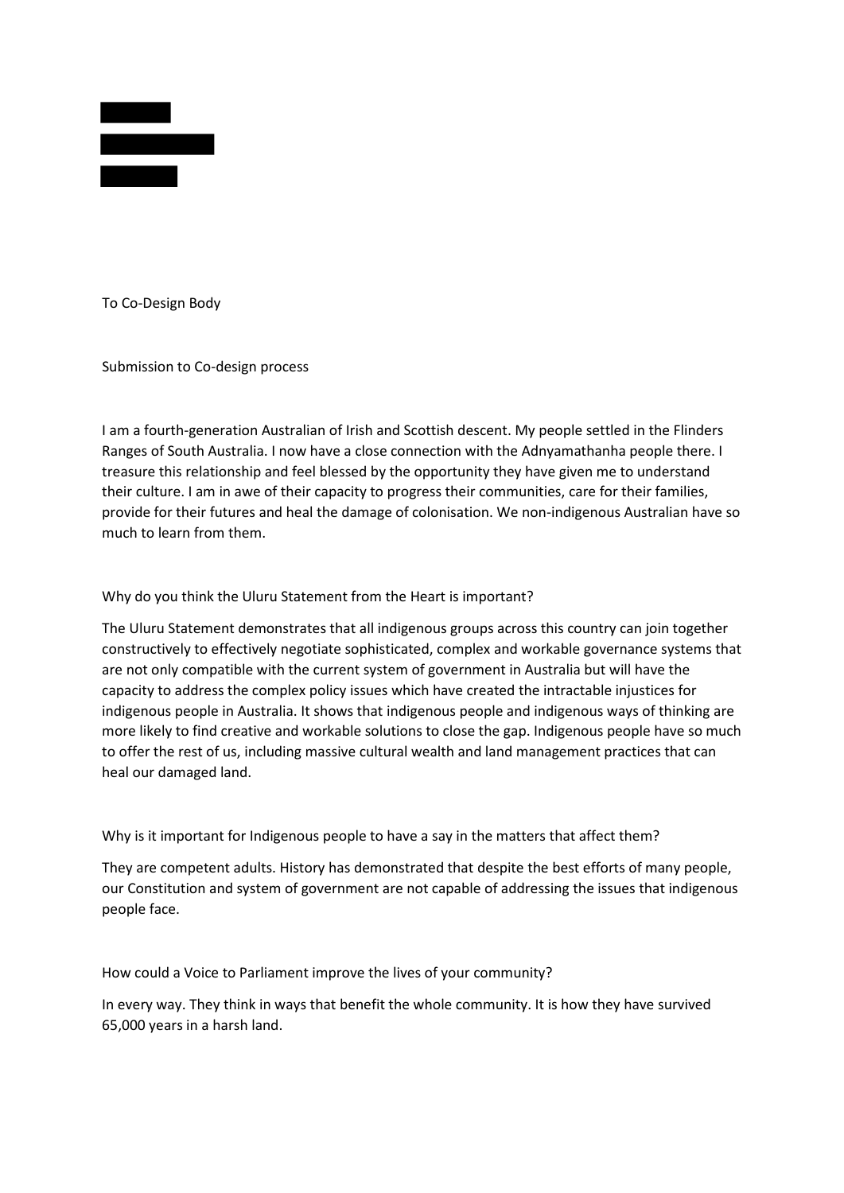To Co-Design Body

Submission to Co-design process

I am a fourth-generation Australian of Irish and Scottish descent. My people settled in the Flinders Ranges of South Australia. I now have a close connection with the Adnyamathanha people there. I treasure this relationship and feel blessed by the opportunity they have given me to understand their culture. I am in awe of their capacity to progress their communities, care for their families, provide for their futures and heal the damage of colonisation. We non-indigenous Australian have so much to learn from them.

Why do you think the Uluru Statement from the Heart is important?

The Uluru Statement demonstrates that all indigenous groups across this country can join together constructively to effectively negotiate sophisticated, complex and workable governance systems that are not only compatible with the current system of government in Australia but will have the capacity to address the complex policy issues which have created the intractable injustices for indigenous people in Australia. It shows that indigenous people and indigenous ways of thinking are more likely to find creative and workable solutions to close the gap. Indigenous people have so much to offer the rest of us, including massive cultural wealth and land management practices that can heal our damaged land.

Why is it important for Indigenous people to have a say in the matters that affect them?

They are competent adults. History has demonstrated that despite the best efforts of many people, our Constitution and system of government are not capable of addressing the issues that indigenous people face.

How could a Voice to Parliament improve the lives of your community?

In every way. They think in ways that benefit the whole community. It is how they have survived 65,000 years in a harsh land.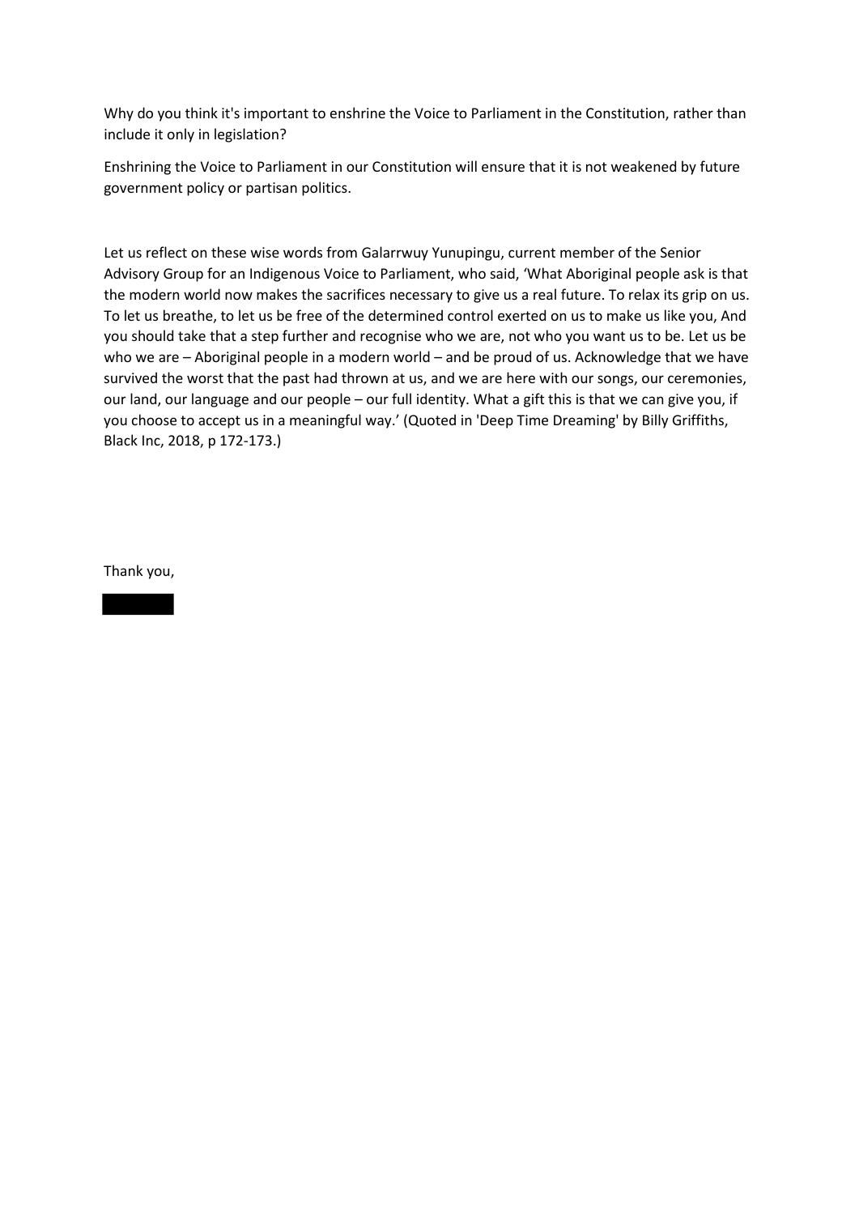Why do you think it's important to enshrine the Voice to Parliament in the Constitution, rather than include it only in legislation?

Enshrining the Voice to Parliament in our Constitution will ensure that it is not weakened by future government policy or partisan politics.

Let us reflect on these wise words from Galarrwuy Yunupingu, current member of the Senior Advisory Group for an Indigenous Voice to Parliament, who said, 'What Aboriginal people ask is that the modern world now makes the sacrifices necessary to give us a real future. To relax its grip on us. To let us breathe, to let us be free of the determined control exerted on us to make us like you, And you should take that a step further and recognise who we are, not who you want us to be. Let us be who we are – Aboriginal people in a modern world – and be proud of us. Acknowledge that we have survived the worst that the past had thrown at us, and we are here with our songs, our ceremonies, our land, our language and our people – our full identity. What a gift this is that we can give you, if you choose to accept us in a meaningful way.' (Quoted in 'Deep Time Dreaming' by Billy Griffiths, Black Inc, 2018, p 172-173.)

Thank you,